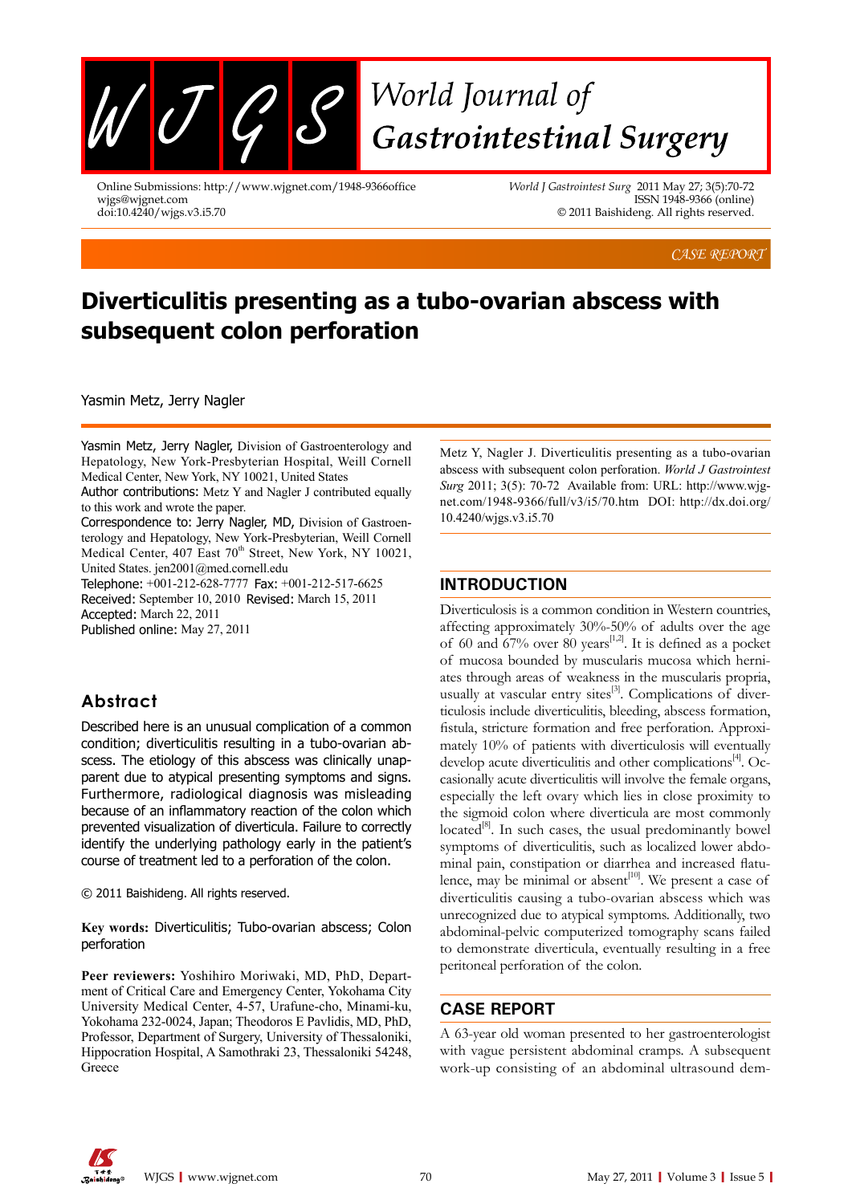CASE REPORT

# Diverticulitis presenting as a tubo-ovarian abscess with subsequent colon perforation

Yasmin Metz, Jerry Nagler

Yasmin Metz, Jerry Nagler, Division of Gastroenterology and Hepatology, New York-Presbyterian Hospital, Weill Cornell Medical Center, New York, NY 10021, United States

Author contributions: Metz Y and Nagler J contributed equally to this work and wrote the paper.

Correspondence to: Jerry Nagler, MD, Division of Gastroenterology and Hepatology, New York-Presbyterian, Weill Cornell Medical Center, 407 East 70th Street, New York, NY 10021, United States. jen2001@med.cornell.edu

Telephone: +001-212-628-7777 Fax: +001-212-517-6625

Received: September 10, 2010 Revised: March 15, 2011

Accepted: March 22, 2011

Published online: May 27, 2011

## Abstract

Described here is an unusual complication of a common condition; diverticulitis resulting in a tubo-ovarian abscess. The etiology of this abscess was clinically unapparent due to atypical presenting symptoms and signs. Furthermore, radiological diagnosis was misleading because of an inflammatory reaction of the colon which prevented visualization of diverticula. Failure to correctly identify the underlying pathology early in the patient's course of treatment led to a perforation of the colon.

© 2011 Baishideng. All rights reserved.

**Key words:** Diverticulitis; Tubo-ovarian abscess; Colon perforation

**Peer reviewers:** Yoshihiro Moriwaki, MD, PhD, Department of Critical Care and Emergency Center, Yokohama City University Medical Center, 4-57, Urafune-cho, Minami-ku, Yokohama 232-0024, Japan; Theodoros E Pavlidis, MD, PhD, Professor, Department of Surgery, University of Thessaloniki, Hippocration Hospital, A Samothraki 23, Thessaloniki 54248, Greece

Metz Y, Nagler J. Diverticulitis presenting as a tubo-ovarian abscess with subsequent colon perforation. *World J Gastrointest Surg* 2011; 3(5): 70-72 Available from: URL: http://www.wjgnet.com/1948-9366/full/v3/i5/70.htm DOI: http://dx.doi.org/10.4240/wjgs.v3.i5.70

## INTRODUCTION

Diverticulosis is a common condition in Western countries, affecting approximately 30%-50% of adults over the age of 60 and 67% over 80 years[1,2]. It is defined as a pocket of mucosa bounded by muscularis mucosa which herniates through areas of weakness in the muscularis propria, usually at vascular entry sites[3]. Complications of diverticulosis include diverticulitis, bleeding, abscess formation, fistula, stricture formation and free perforation. Approximately 10% of patients with diverticulosis will eventually develop acute diverticulitis and other complications[4]. Occasionally acute diverticulitis will involve the female organs, especially the left ovary which lies in close proximity to the sigmoid colon where diverticula are most commonly located[8]. In such cases, the usual predominantly bowel symptoms of diverticulitis, such as localized lower abdominal pain, constipation or diarrhea and increased flatulence, may be minimal or absent[10]. We present a case of diverticulitis causing a tubo-ovarian abscess which was unrecognized due to atypical symptoms. Additionally, two abdominal-pelvic computerized tomography scans failed to demonstrate diverticula, eventually resulting in a free peritoneal perforation of the colon.

## CASE REPORT

A 63-year old woman presented to her gastroenterologist with vague persistent abdominal cramps. A subsequent work-up consisting of an abdominal ultrasound dem-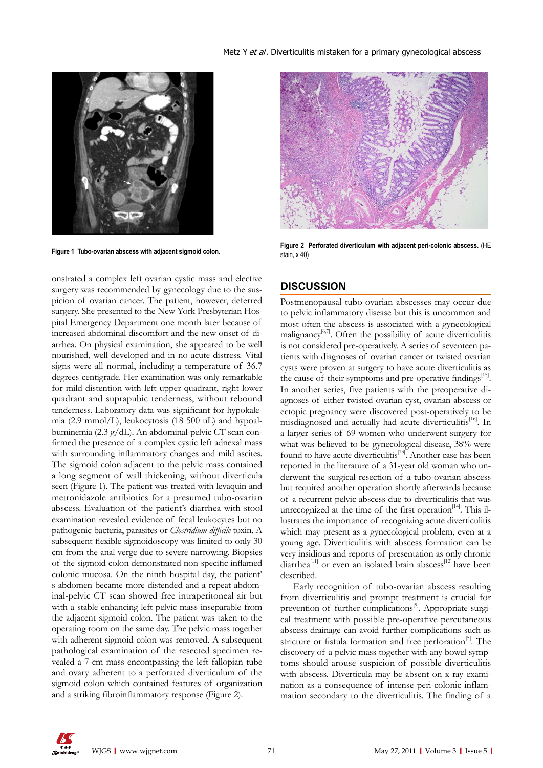Figure 1 Tubo-ovarian abscess with adjacent sigmoid colon.

Figure 2 Perforated diverticulum with adjacent peri-colonic abscess. (HE stain, x 40)

onstrated a complex left ovarian cystic mass and elective surgery was recommended by gynecology due to the suspicion of ovarian cancer. The patient, however, deferred surgery. She presented to the New York Presbyterian Hospital Emergency Department one month later because of increased abdominal discomfort and the new onset of diarrhea. On physical examination, she appeared to be well nourished, well developed and in no acute distress. Vital signs were all normal, including a temperature of 36.7 degrees centigrade. Her examination was only remarkable for mild distention with left upper quadrant, right lower quadrant and suprapubic tenderness, without rebound tenderness. Laboratory data was significant for hypokalemia (2.9 mmol/L), leukocytosis (18 500 uL) and hypoalbuminemia (2.3 g/dL). An abdominal-pelvic CT scan confirmed the presence of a complex cystic left adnexal mass with surrounding inflammatory changes and mild ascites. The sigmoid colon adjacent to the pelvic mass contained a long segment of wall thickening, without diverticula seen (Figure 1). The patient was treated with levaquin and metronidazole antibiotics for a presumed tubo-ovarian abscess. Evaluation of the patient's diarrhea with stool examination revealed evidence of fecal leukocytes but no pathogenic bacteria, parasites or *Clostridium difficile* toxin. A subsequent flexible sigmoidoscopy was limited to only 30 cm from the anal verge due to severe narrowing. Biopsies of the sigmoid colon demonstrated non-specific inflamed colonic mucosa. On the ninth hospital day, the patient' s abdomen became more distended and a repeat abdominal-pelvic CT scan showed free intraperitoneal air but with a stable enhancing left pelvic mass inseparable from the adjacent sigmoid colon. The patient was taken to the operating room on the same day. The pelvic mass together with adherent sigmoid colon was removed. A subsequent pathological examination of the resected specimen revealed a 7-cm mass encompassing the left fallopian tube and ovary adherent to a perforated diverticulum of the sigmoid colon which contained features of organization and a striking fibroinflammatory response (Figure 2).

## DISCUSSION

Postmenopausal tubo-ovarian abscesses may occur due to pelvic inflammatory disease but this is uncommon and most often the abscess is associated with a gynecological malignancy[6,7]. Often the possibility of acute diverticulitis is not considered pre-operatively. A series of seventeen patients with diagnoses of ovarian cancer or twisted ovarian cysts were proven at surgery to have acute diverticulitis as the cause of their symptoms and pre-operative findings[15]. In another series, five patients with the preoperative diagnoses of either twisted ovarian cyst, ovarian abscess or ectopic pregnancy were discovered post-operatively to be misdiagnosed and actually had acute diverticulitis[16]. In a larger series of 69 women who underwent surgery for what was believed to be gynecological disease, 38% were found to have acute diverticulitis[13]. Another case has been reported in the literature of a 31-year old woman who underwent the surgical resection of a tubo-ovarian abscess but required another operation shortly afterwards because of a recurrent pelvic abscess due to diverticulitis that was unrecognized at the time of the first operation[14]. This illustrates the importance of recognizing acute diverticulitis which may present as a gynecological problem, even at a young age. Diverticulitis with abscess formation can be very insidious and reports of presentation as only chronic diarrhea[11] or even an isolated brain abscess[12] have been described.

Early recognition of tubo-ovarian abscess resulting from diverticulitis and prompt treatment is crucial for prevention of further complications[9]. Appropriate surgical treatment with possible pre-operative percutaneous abscess drainage can avoid further complications such as stricture or fistula formation and free perforation[5]. The discovery of a pelvic mass together with any bowel symptoms should arouse suspicion of possible diverticulitis with abscess. Diverticula may be absent on x-ray examination as a consequence of intense peri-colonic inflammation secondary to the diverticulitis. The finding of a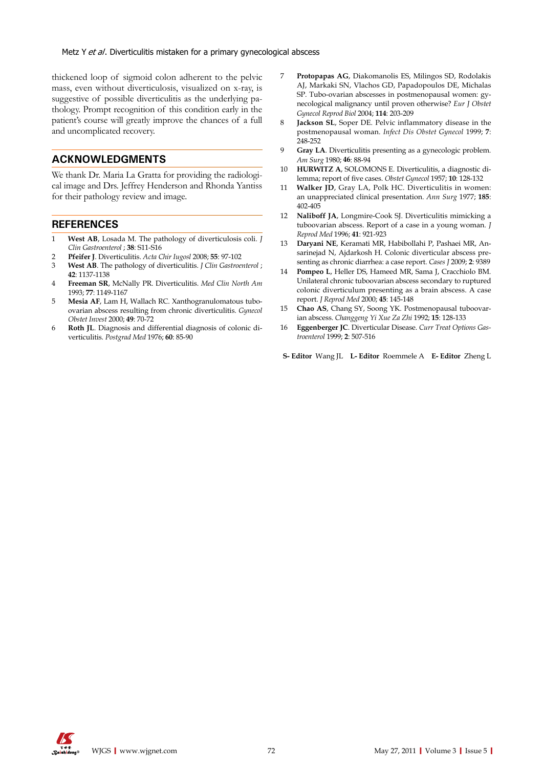thickened loop of sigmoid colon adherent to the pelvic mass, even without diverticulosis, visualized on x-ray, is suggestive of possible diverticulitis as the underlying pathology. Prompt recognition of this condition early in the patient's course will greatly improve the chances of a full and uncomplicated recovery.

## ACKNOWLEDGMENTS

We thank Dr. Maria La Gratta for providing the radiological image and Drs. Jeffrey Henderson and Rhonda Yantiss for their pathology review and image.

## REFERENCES

1. **West AB**, Losada M. The pathology of diverticulosis coli. *J Clin Gastroenterol* ; **38**: S11-S16
2. **Pfeifer J**. Diverticulitis. *Acta Chir Iugosl* 2008; **55**: 97-102
3. **West AB**. The pathology of diverticulitis. *J Clin Gastroenterol* ; **42**: 1137-1138
4. **Freeman SR**, McNally PR. Diverticulitis. *Med Clin North Am* 1993; **77**: 1149-1167
5. **Mesia AF**, Lam H, Wallach RC. Xanthogranulomatous tubo-ovarian abscess resulting from chronic diverticulitis. *Gynecol Obstet Invest* 2000; **49**: 70-72
6. **Roth JL**. Diagnosis and differential diagnosis of colonic diverticulitis. *Postgrad Med* 1976; **60**: 85-90
7. **Protopapas AG**, Diakomanolis ES, Milingos SD, Rodolakis AJ, Markaki SN, Vlachos GD, Papadopoulos DE, Michalas SP. Tubo-ovarian abscesses in postmenopausal women: gynecological malignancy until proven otherwise? *Eur J Obstet Gynecol Reprod Biol* 2004; **114**: 203-209
8. **Jackson SL**, Soper DE. Pelvic inflammatory disease in the postmenopausal woman. *Infect Dis Obstet Gynecol* 1999; **7**: 248-252
9. **Gray LA**. Diverticulitis presenting as a gynecologic problem. *Am Surg* 1980; **46**: 88-94
10. **HURWITZ A**, SOLOMONS E. Diverticulitis, a diagnostic dilemma; report of five cases. *Obstet Gynecol* 1957; **10**: 128-132
11. **Walker JD**, Gray LA, Polk HC. Diverticulitis in women: an unappreciated clinical presentation. *Ann Surg* 1977; **185**: 402-405
12. **Naliboff JA**, Longmire-Cook SJ. Diverticulitis mimicking a tuboovarian abscess. Report of a case in a young woman. *J Reprod Med* 1996; **41**: 921-923
13. **Daryani NE**, Keramati MR, Habibollahi P, Pashaei MR, Ansarinejad N, Ajdarkosh H. Colonic diverticular abscess presenting as chronic diarrhea: a case report. *Cases J* 2009; **2**: 9389
14. **Pompeo L**, Heller DS, Hameed MR, Sama J, Cracchiolo BM. Unilateral chronic tuboovarian abscess secondary to ruptured colonic diverticulum presenting as a brain abscess. A case report. *J Reprod Med* 2000; **45**: 145-148
15. **Chao AS**, Chang SY, Soong YK. Postmenopausal tuboovarian abscess. *Changgeng Yi Xue Za Zhi* 1992; **15**: 128-133
16. **Eggenberger JC**. Diverticular Disease. *Curr Treat Options Gastroenterol* 1999; **2**: 507-516

**S- Editor** Wang JL **L- Editor** Roemmele A **E- Editor** Zheng L